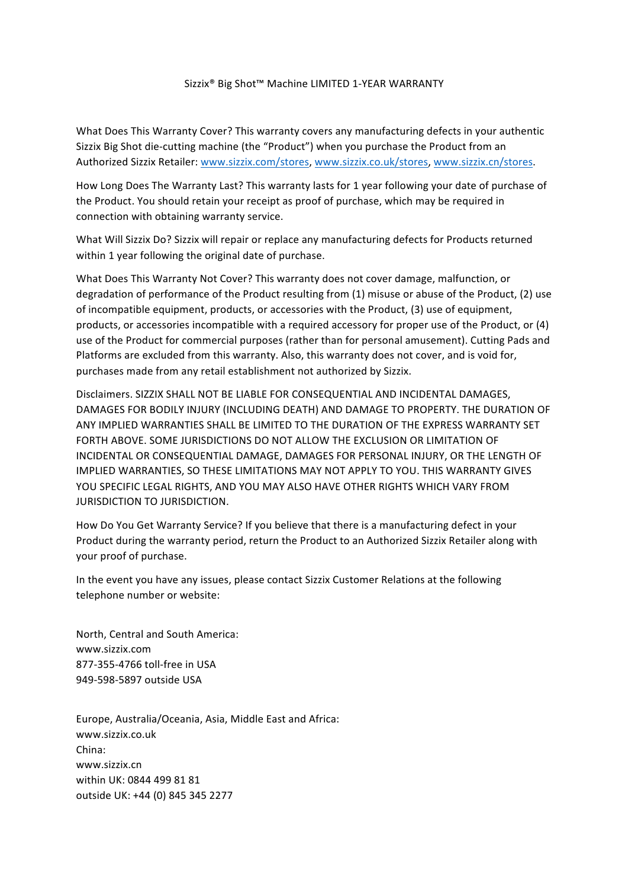# Sizzix® Big Shot™ Machine LIMITED 1-YEAR WARRANTY

What Does This Warranty Cover? This warranty covers any manufacturing defects in your authentic Sizzix Big Shot die-cutting machine (the "Product") when you purchase the Product from an Authorized Sizzix Retailer: www.sizzix.com/stores, www.sizzix.co.uk/stores, www.sizzix.cn/stores.

How Long Does The Warranty Last? This warranty lasts for 1 year following your date of purchase of the Product. You should retain your receipt as proof of purchase, which may be required in connection with obtaining warranty service.

What Will Sizzix Do? Sizzix will repair or replace any manufacturing defects for Products returned within 1 year following the original date of purchase.

What Does This Warranty Not Cover? This warranty does not cover damage, malfunction, or degradation of performance of the Product resulting from (1) misuse or abuse of the Product, (2) use of incompatible equipment, products, or accessories with the Product, (3) use of equipment, products, or accessories incompatible with a required accessory for proper use of the Product, or (4) use of the Product for commercial purposes (rather than for personal amusement). Cutting Pads and Platforms are excluded from this warranty. Also, this warranty does not cover, and is void for, purchases made from any retail establishment not authorized by Sizzix.

Disclaimers. SIZZIX SHALL NOT BE LIABLE FOR CONSEQUENTIAL AND INCIDENTAL DAMAGES, DAMAGES FOR BODILY INJURY (INCLUDING DEATH) AND DAMAGE TO PROPERTY. THE DURATION OF ANY IMPLIED WARRANTIES SHALL BE LIMITED TO THE DURATION OF THE EXPRESS WARRANTY SET FORTH ABOVE. SOME JURISDICTIONS DO NOT ALLOW THE EXCLUSION OR LIMITATION OF INCIDENTAL OR CONSEQUENTIAL DAMAGE, DAMAGES FOR PERSONAL INJURY, OR THE LENGTH OF IMPLIED WARRANTIES, SO THESE LIMITATIONS MAY NOT APPLY TO YOU. THIS WARRANTY GIVES YOU SPECIFIC LEGAL RIGHTS, AND YOU MAY ALSO HAVE OTHER RIGHTS WHICH VARY FROM JURISDICTION TO JURISDICTION.

How Do You Get Warranty Service? If you believe that there is a manufacturing defect in your Product during the warranty period, return the Product to an Authorized Sizzix Retailer along with your proof of purchase.

In the event you have any issues, please contact Sizzix Customer Relations at the following telephone number or website:

North, Central and South America:
www.sizzix.com
877-355-4766 toll-free in USA
949-598-5897 outside USA

Europe, Australia/Oceania, Asia, Middle East and Africa:
www.sizzix.co.uk
China:
www.sizzix.cn
within UK: 0844 499 81 81
outside UK: +44 (0) 845 345 2277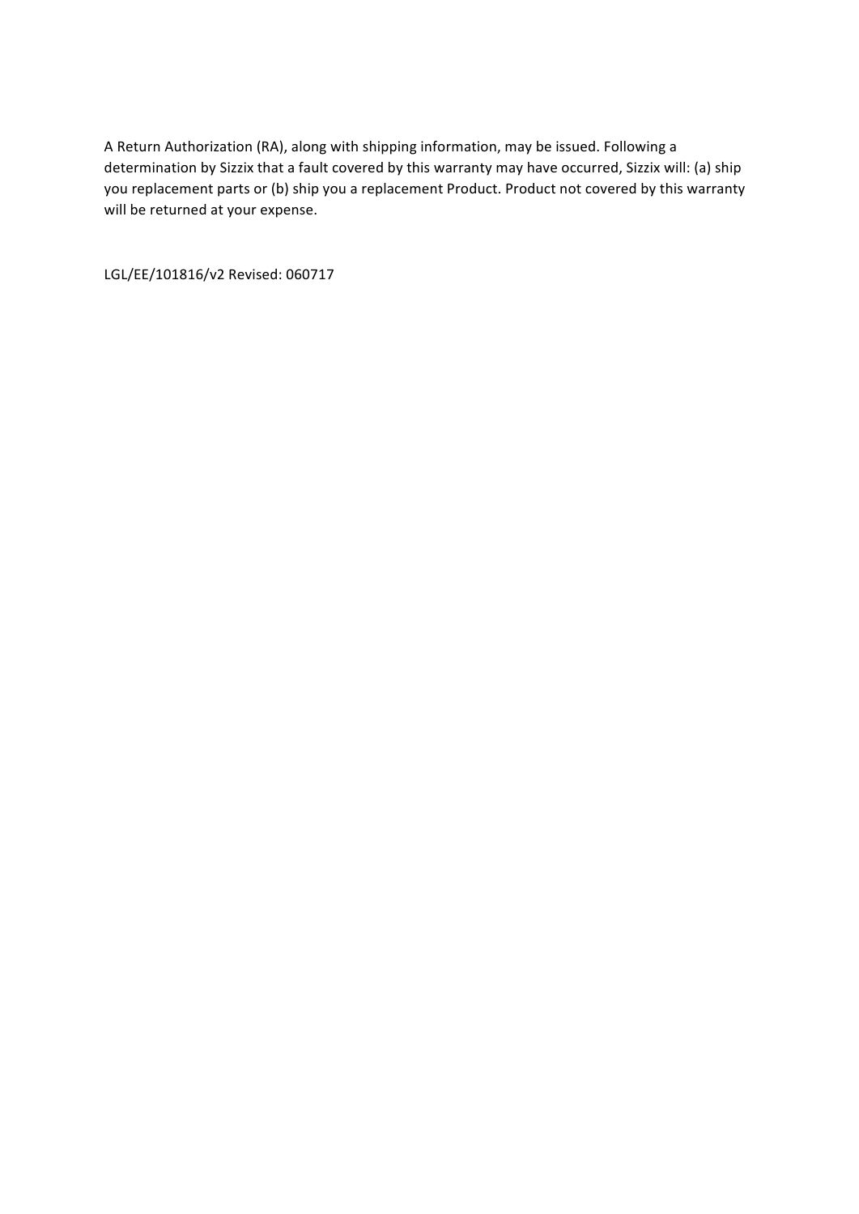A Return Authorization (RA), along with shipping information, may be issued. Following a determination by Sizzix that a fault covered by this warranty may have occurred, Sizzix will: (a) ship you replacement parts or (b) ship you a replacement Product. Product not covered by this warranty will be returned at your expense.

LGL/EE/101816/v2 Revised: 060717